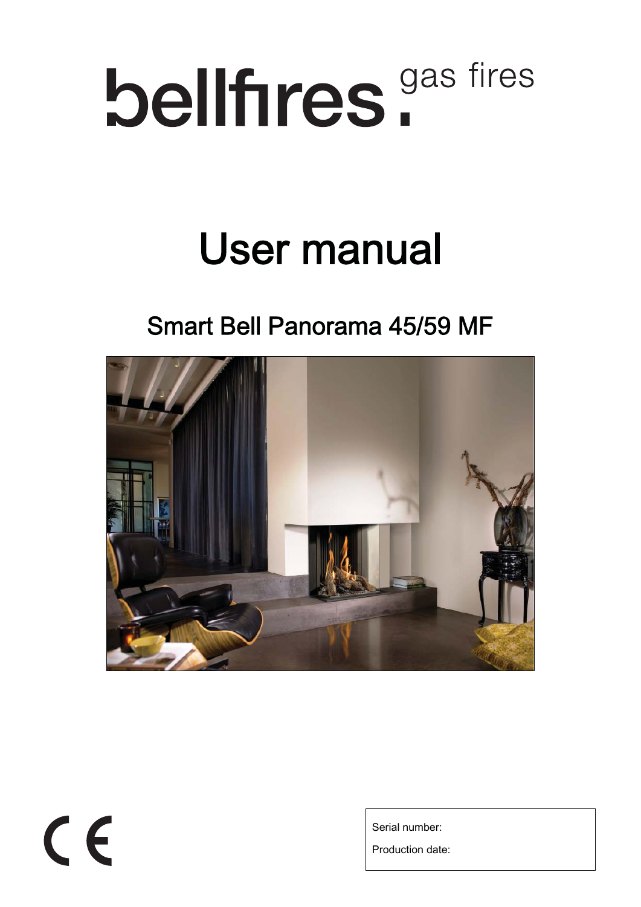# bellfires. gas fires

# User manual

## Smart Bell Panorama 45/59 MF

CE

Serial number:

Production date: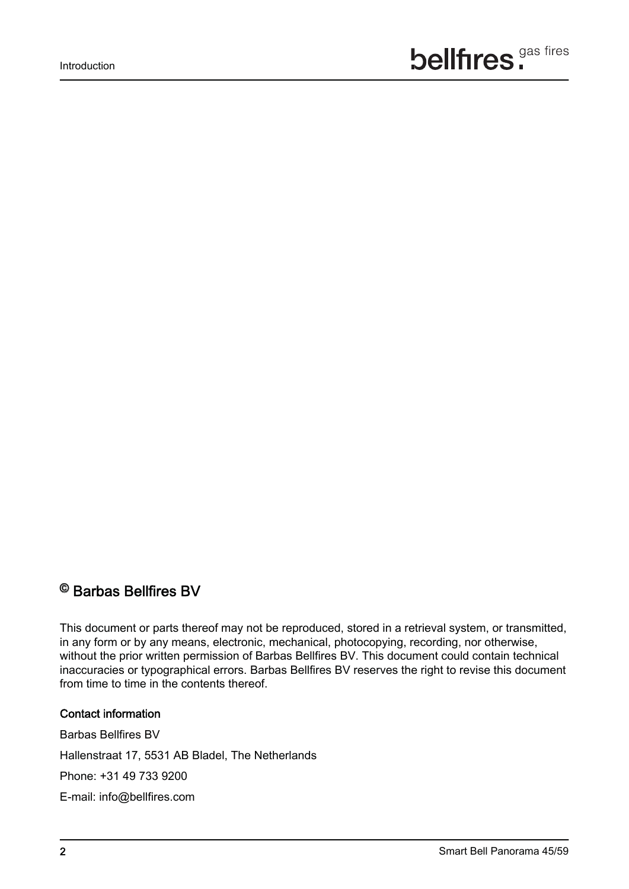## © Barbas Bellfires BV

This document or parts thereof may not be reproduced, stored in a retrieval system, or transmitted, in any form or by any means, electronic, mechanical, photocopying, recording, nor otherwise, without the prior written permission of Barbas Bellfires BV. This document could contain technical inaccuracies or typographical errors. Barbas Bellfires BV reserves the right to revise this document from time to time in the contents thereof.

### Contact information

Barbas Bellfires BV

Hallenstraat 17, 5531 AB Bladel, The Netherlands

Phone: +31 49 733 9200

E-mail: info@bellfires.com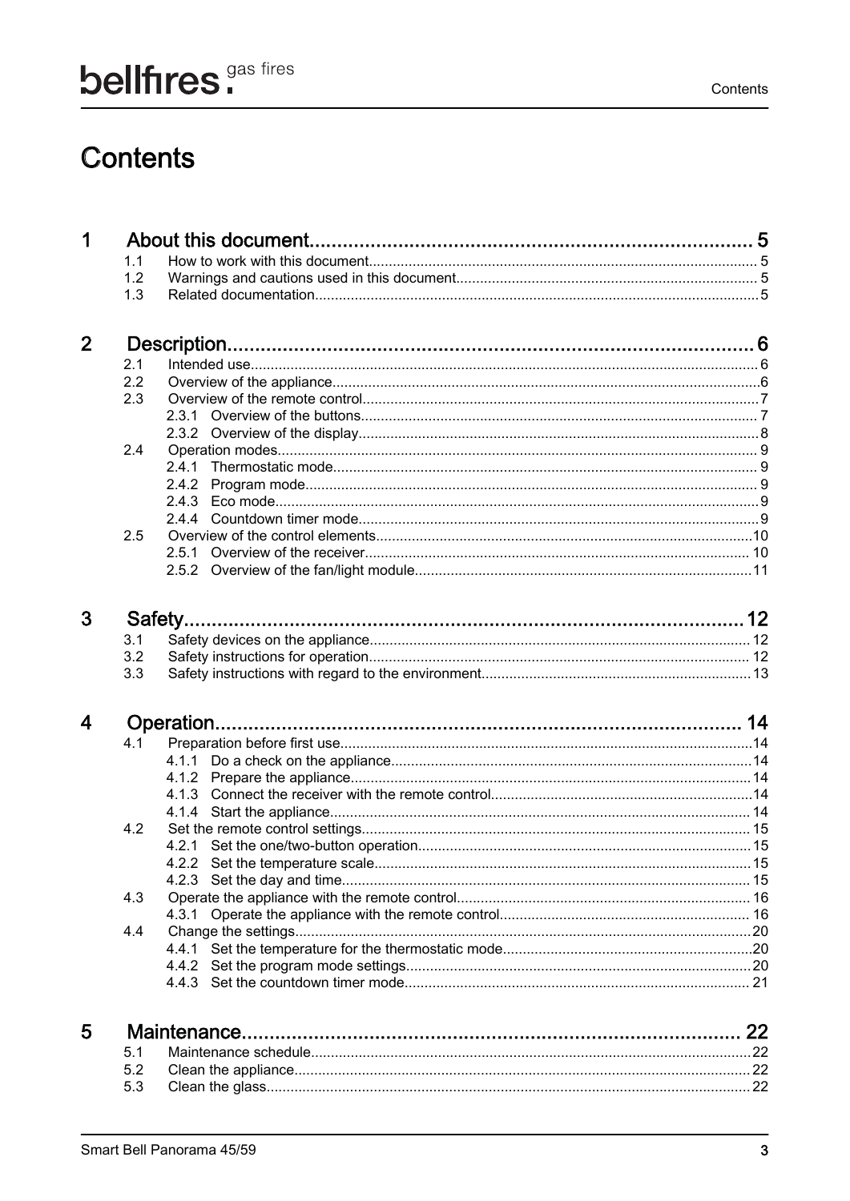# Contents

| | | |
|---|---|---|
| **1** | **About this document** | **5** |
| 1.1 | How to work with this document | 5 |
| 1.2 | Warnings and cautions used in this document | 5 |
| 1.3 | Related documentation | 5 |
| **2** | **Description** | **6** |
| 2.1 | Intended use | 6 |
| 2.2 | Overview of the appliance | 6 |
| 2.3 | Overview of the remote control | 7 |
| 2.3.1 | Overview of the buttons | 7 |
| 2.3.2 | Overview of the display | 8 |
| 2.4 | Operation modes | 9 |
| 2.4.1 | Thermostatic mode | 9 |
| 2.4.2 | Program mode | 9 |
| 2.4.3 | Eco mode | 9 |
| 2.4.4 | Countdown timer mode | 9 |
| 2.5 | Overview of the control elements | 10 |
| 2.5.1 | Overview of the receiver | 10 |
| 2.5.2 | Overview of the fan/light module | 11 |
| **3** | **Safety** | **12** |
| 3.1 | Safety devices on the appliance | 12 |
| 3.2 | Safety instructions for operation | 12 |
| 3.3 | Safety instructions with regard to the environment | 13 |
| **4** | **Operation** | **14** |
| 4.1 | Preparation before first use | 14 |
| 4.1.1 | Do a check on the appliance | 14 |
| 4.1.2 | Prepare the appliance | 14 |
| 4.1.3 | Connect the receiver with the remote control | 14 |
| 4.1.4 | Start the appliance | 14 |
| 4.2 | Set the remote control settings | 15 |
| 4.2.1 | Set the one/two-button operation | 15 |
| 4.2.2 | Set the temperature scale | 15 |
| 4.2.3 | Set the day and time | 15 |
| 4.3 | Operate the appliance with the remote control | 16 |
| 4.3.1 | Operate the appliance with the remote control | 16 |
| 4.4 | Change the settings | 20 |
| 4.4.1 | Set the temperature for the thermostatic mode | 20 |
| 4.4.2 | Set the program mode settings | 20 |
| 4.4.3 | Set the countdown timer mode | 21 |
| **5** | **Maintenance** | **22** |
| 5.1 | Maintenance schedule | 22 |
| 5.2 | Clean the appliance | 22 |
| 5.3 | Clean the glass | 22 |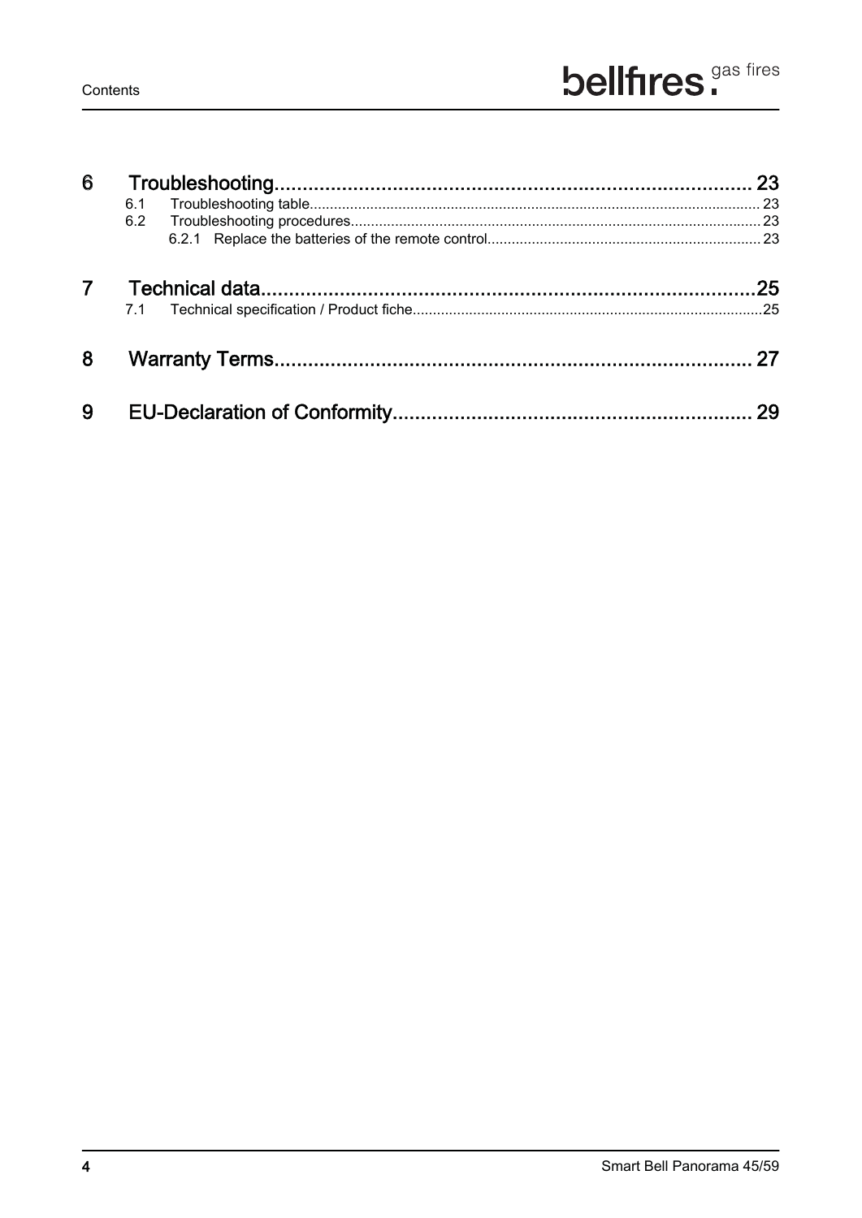6 Troubleshooting .......................................................................... 23

- 6.1 Troubleshooting table .......................................................................... 23
- 6.2 Troubleshooting procedures .......................................................................... 23
  - 6.2.1 Replace the batteries of the remote control .......................................................................... 23

7 Technical data .......................................................................... 25

- 7.1 Technical specification / Product fiche .......................................................................... 25

8 Warranty Terms .......................................................................... 27

9 EU-Declaration of Conformity .......................................................................... 29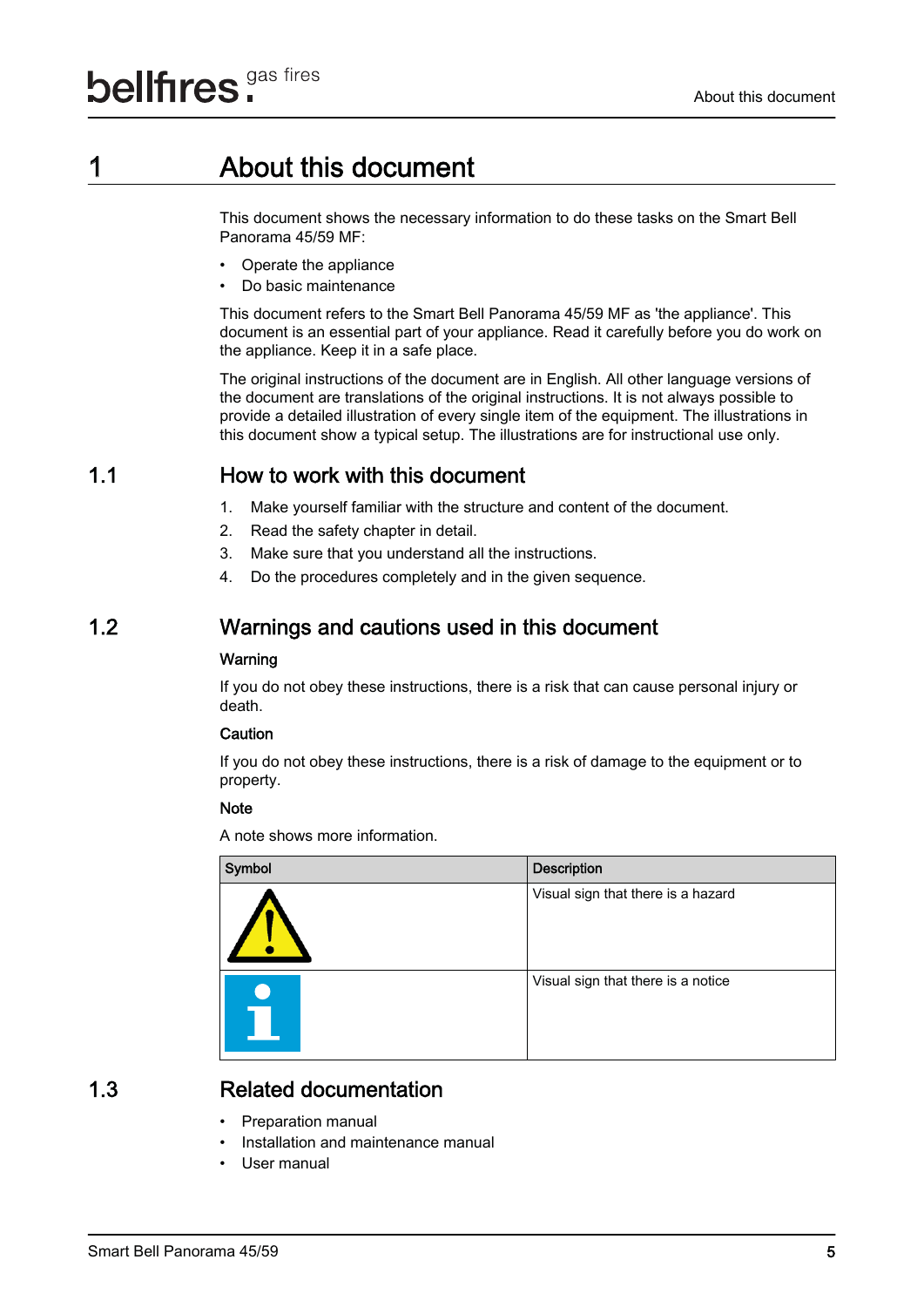# 1 About this document

This document shows the necessary information to do these tasks on the Smart Bell Panorama 45/59 MF:

- Operate the appliance
- Do basic maintenance

This document refers to the Smart Bell Panorama 45/59 MF as 'the appliance'. This document is an essential part of your appliance. Read it carefully before you do work on the appliance. Keep it in a safe place.

The original instructions of the document are in English. All other language versions of the document are translations of the original instructions. It is not always possible to provide a detailed illustration of every single item of the equipment. The illustrations in this document show a typical setup. The illustrations are for instructional use only.

## 1.1 How to work with this document

1. Make yourself familiar with the structure and content of the document.
2. Read the safety chapter in detail.
3. Make sure that you understand all the instructions.
4. Do the procedures completely and in the given sequence.

## 1.2 Warnings and cautions used in this document

**Warning**

If you do not obey these instructions, there is a risk that can cause personal injury or death.

**Caution**

If you do not obey these instructions, there is a risk of damage to the equipment or to property.

**Note**

A note shows more information.

| Symbol | Description |
|---|---|
| ⚠ | Visual sign that there is a hazard |
| ℹ | Visual sign that there is a notice |

## 1.3 Related documentation

- Preparation manual
- Installation and maintenance manual
- User manual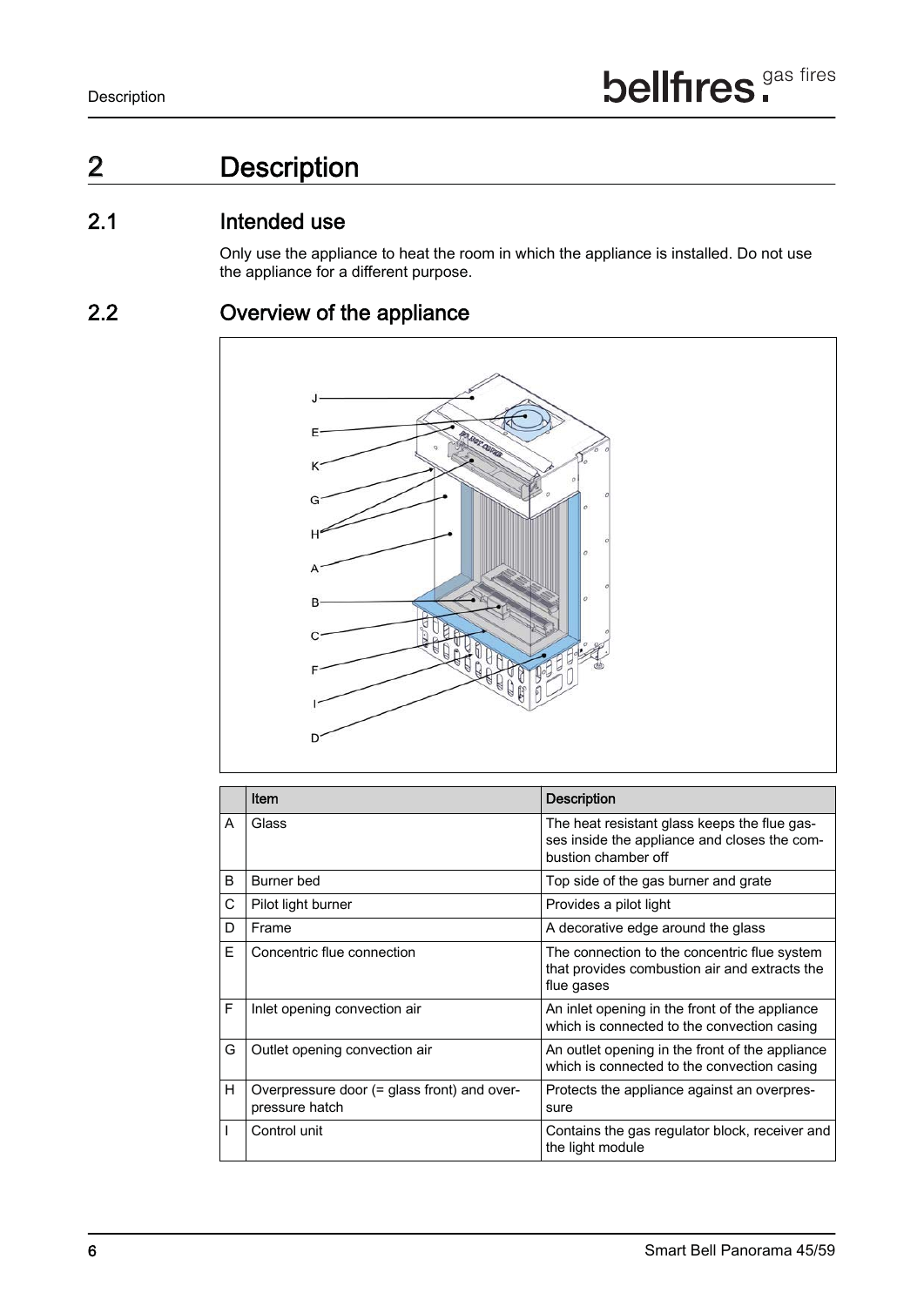# 2 Description

## 2.1 Intended use

Only use the appliance to heat the room in which the appliance is installed. Do not use the appliance for a different purpose.

## 2.2 Overview of the appliance

J
E
K
G
H
A
B
C
F
I
D

| | Item | Description |
|---|---|---|
| A | Glass | The heat resistant glass keeps the flue gasses inside the appliance and closes the combustion chamber off |
| B | Burner bed | Top side of the gas burner and grate |
| C | Pilot light burner | Provides a pilot light |
| D | Frame | A decorative edge around the glass |
| E | Concentric flue connection | The connection to the concentric flue system that provides combustion air and extracts the flue gases |
| F | Inlet opening convection air | An inlet opening in the front of the appliance which is connected to the convection casing |
| G | Outlet opening convection air | An outlet opening in the front of the appliance which is connected to the convection casing |
| H | Overpressure door (= glass front) and overpressure hatch | Protects the appliance against an overpressure |
| I | Control unit | Contains the gas regulator block, receiver and the light module |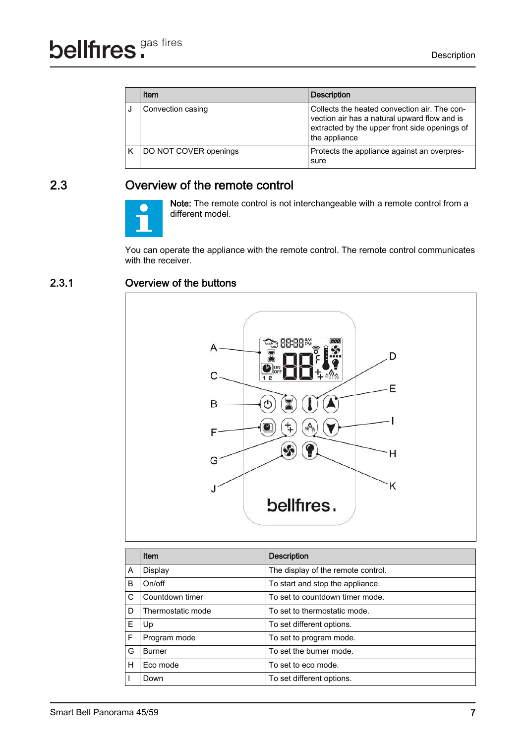| | Item | Description |
|---|---|---|
| J | Convection casing | Collects the heated convection air. The convection air has a natural upward flow and is extracted by the upper front side openings of the appliance |
| K | DO NOT COVER openings | Protects the appliance against an overpressure |

## 2.3 Overview of the remote control

**Note:** The remote control is not interchangeable with a remote control from a different model.

You can operate the appliance with the remote control. The remote control communicates with the receiver.

### 2.3.1 Overview of the buttons

A
C
B
F
G
J
D
E
I
H
K
bellfires.

| | Item | Description |
|---|---|---|
| A | Display | The display of the remote control. |
| B | On/off | To start and stop the appliance. |
| C | Countdown timer | To set to countdown timer mode. |
| D | Thermostatic mode | To set to thermostatic mode. |
| E | Up | To set different options. |
| F | Program mode | To set to program mode. |
| G | Burner | To set the burner mode. |
| H | Eco mode | To set to eco mode. |
| I | Down | To set different options. |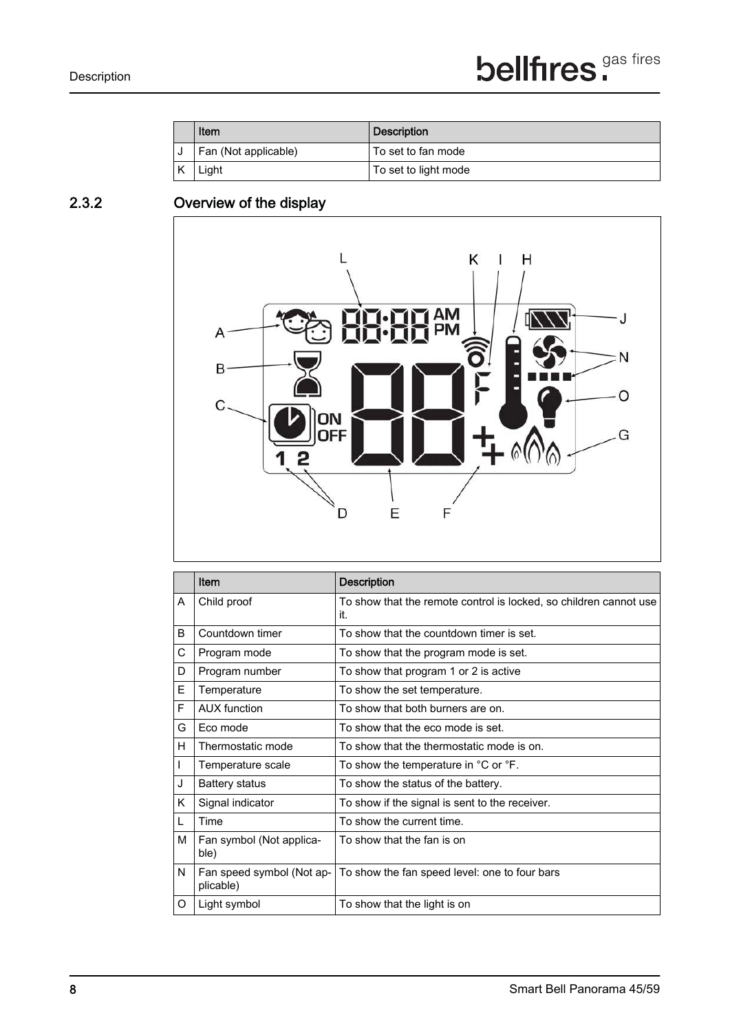| | Item | Description |
|---|---|---|
| J | Fan (Not applicable) | To set to fan mode |
| K | Light | To set to light mode |

### 2.3.2 Overview of the display

L K I H

A J

B N

C O

G

D E F

| | Item | Description |
|---|---|---|
| A | Child proof | To show that the remote control is locked, so children cannot use it. |
| B | Countdown timer | To show that the countdown timer is set. |
| C | Program mode | To show that the program mode is set. |
| D | Program number | To show that program 1 or 2 is active |
| E | Temperature | To show the set temperature. |
| F | AUX function | To show that both burners are on. |
| G | Eco mode | To show that the eco mode is set. |
| H | Thermostatic mode | To show that the thermostatic mode is on. |
| I | Temperature scale | To show the temperature in °C or °F. |
| J | Battery status | To show the status of the battery. |
| K | Signal indicator | To show if the signal is sent to the receiver. |
| L | Time | To show the current time. |
| M | Fan symbol (Not applicable) | To show that the fan is on |
| N | Fan speed symbol (Not applicable) | To show the fan speed level: one to four bars |
| O | Light symbol | To show that the light is on |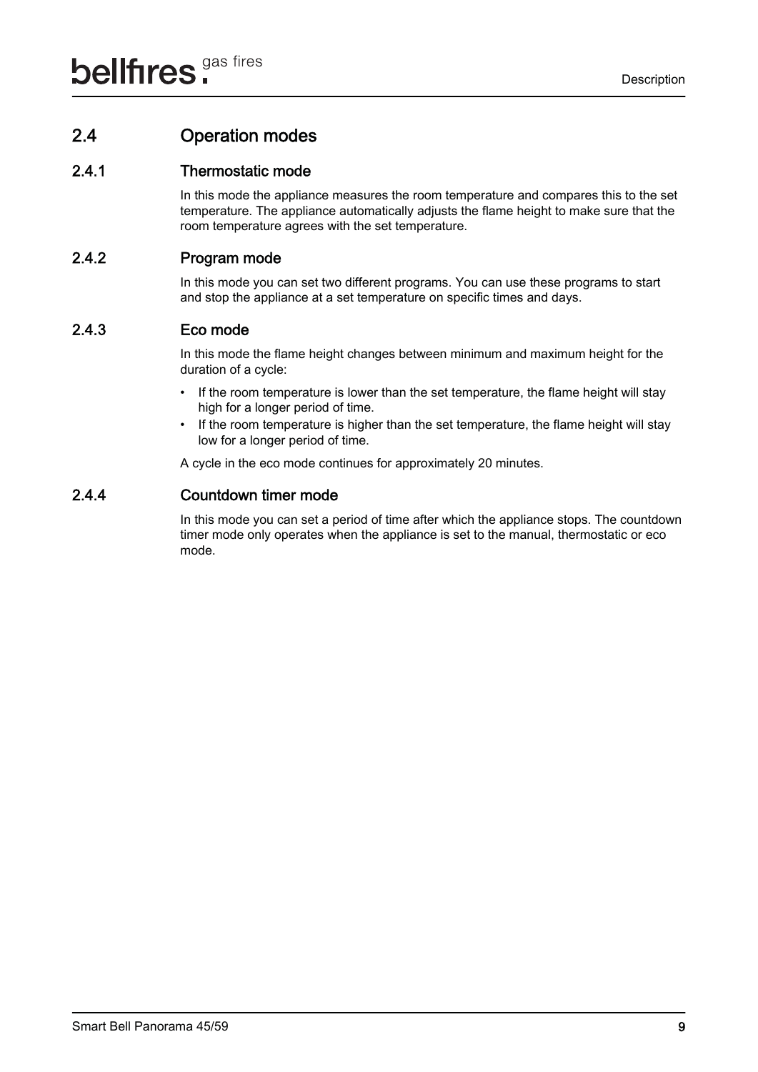## 2.4 Operation modes

### 2.4.1 Thermostatic mode

In this mode the appliance measures the room temperature and compares this to the set temperature. The appliance automatically adjusts the flame height to make sure that the room temperature agrees with the set temperature.

### 2.4.2 Program mode

In this mode you can set two different programs. You can use these programs to start and stop the appliance at a set temperature on specific times and days.

### 2.4.3 Eco mode

In this mode the flame height changes between minimum and maximum height for the duration of a cycle:

- If the room temperature is lower than the set temperature, the flame height will stay high for a longer period of time.
- If the room temperature is higher than the set temperature, the flame height will stay low for a longer period of time.

A cycle in the eco mode continues for approximately 20 minutes.

### 2.4.4 Countdown timer mode

In this mode you can set a period of time after which the appliance stops. The countdown timer mode only operates when the appliance is set to the manual, thermostatic or eco mode.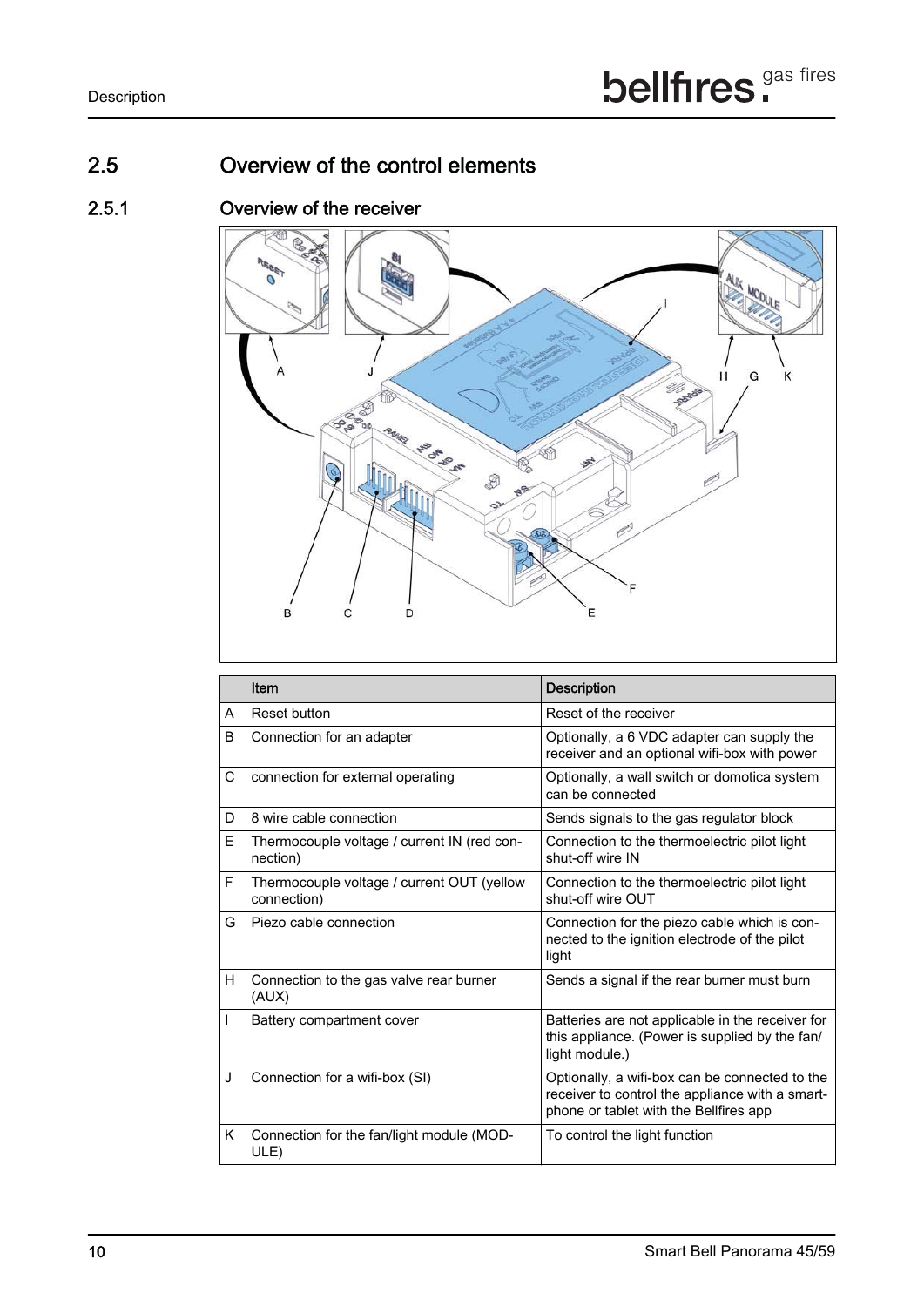## 2.5 Overview of the control elements

### 2.5.1 Overview of the receiver

| | Item | Description |
|---|---|---|
| A | Reset button | Reset of the receiver |
| B | Connection for an adapter | Optionally, a 6 VDC adapter can supply the receiver and an optional wifi-box with power |
| C | connection for external operating | Optionally, a wall switch or domotica system can be connected |
| D | 8 wire cable connection | Sends signals to the gas regulator block |
| E | Thermocouple voltage / current IN (red connection) | Connection to the thermoelectric pilot light shut-off wire IN |
| F | Thermocouple voltage / current OUT (yellow connection) | Connection to the thermoelectric pilot light shut-off wire OUT |
| G | Piezo cable connection | Connection for the piezo cable which is connected to the ignition electrode of the pilot light |
| H | Connection to the gas valve rear burner (AUX) | Sends a signal if the rear burner must burn |
| I | Battery compartment cover | Batteries are not applicable in the receiver for this appliance. (Power is supplied by the fan/ light module.) |
| J | Connection for a wifi-box (SI) | Optionally, a wifi-box can be connected to the receiver to control the appliance with a smartphone or tablet with the Bellfires app |
| K | Connection for the fan/light module (MODULE) | To control the light function |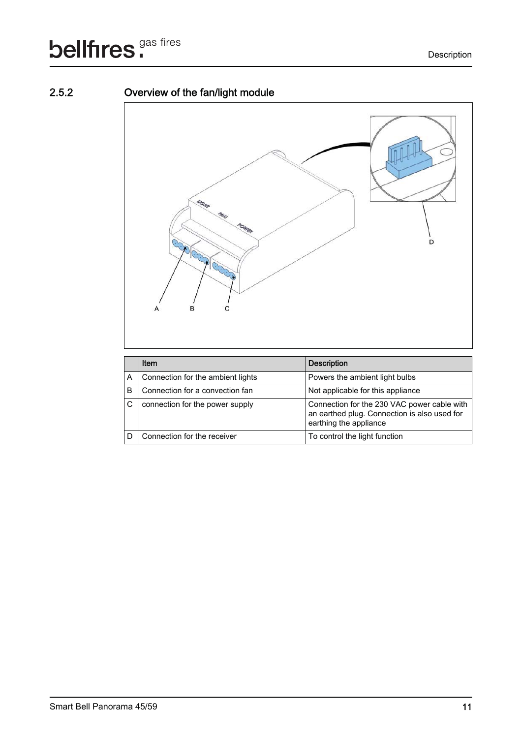## 2.5.2 Overview of the fan/light module

LIGHT FAN POWER

A B C D

| | Item | Description |
|---|---|---|
| A | Connection for the ambient lights | Powers the ambient light bulbs |
| B | Connection for a convection fan | Not applicable for this appliance |
| C | connection for the power supply | Connection for the 230 VAC power cable with an earthed plug. Connection is also used for earthing the appliance |
| D | Connection for the receiver | To control the light function |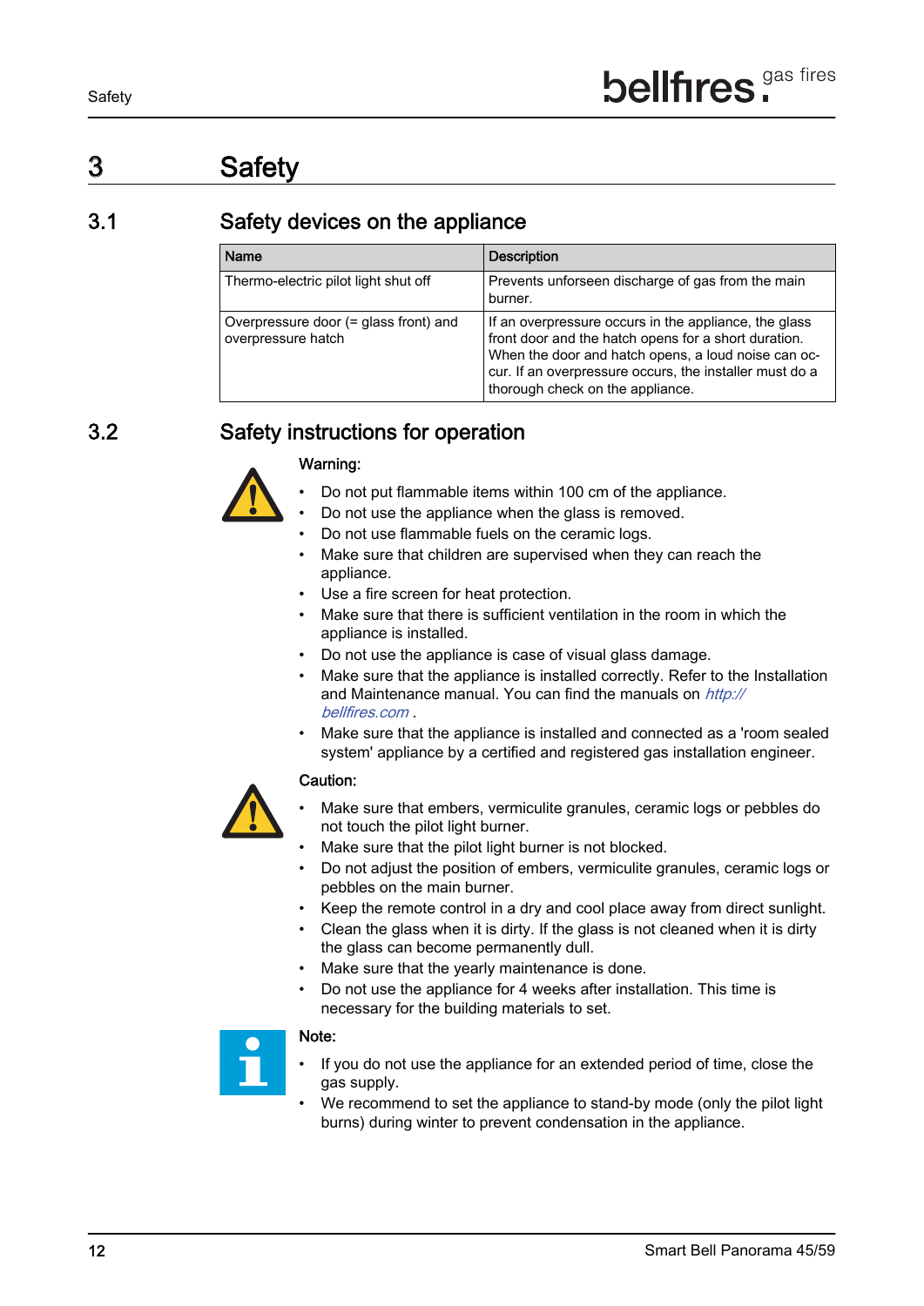# 3 Safety

## 3.1 Safety devices on the appliance

| Name | Description |
|---|---|
| Thermo-electric pilot light shut off | Prevents unforseen discharge of gas from the main burner. |
| Overpressure door (= glass front) and overpressure hatch | If an overpressure occurs in the appliance, the glass front door and the hatch opens for a short duration. When the door and hatch opens, a loud noise can occur. If an overpressure occurs, the installer must do a thorough check on the appliance. |

## 3.2 Safety instructions for operation

**Warning:**

- Do not put flammable items within 100 cm of the appliance.
- Do not use the appliance when the glass is removed.
- Do not use flammable fuels on the ceramic logs.
- Make sure that children are supervised when they can reach the appliance.
- Use a fire screen for heat protection.
- Make sure that there is sufficient ventilation in the room in which the appliance is installed.
- Do not use the appliance is case of visual glass damage.
- Make sure that the appliance is installed correctly. Refer to the Installation and Maintenance manual. You can find the manuals on *http://bellfires.com* .
- Make sure that the appliance is installed and connected as a 'room sealed system' appliance by a certified and registered gas installation engineer.

**Caution:**

- Make sure that embers, vermiculite granules, ceramic logs or pebbles do not touch the pilot light burner.
- Make sure that the pilot light burner is not blocked.
- Do not adjust the position of embers, vermiculite granules, ceramic logs or pebbles on the main burner.
- Keep the remote control in a dry and cool place away from direct sunlight.
- Clean the glass when it is dirty. If the glass is not cleaned when it is dirty the glass can become permanently dull.
- Make sure that the yearly maintenance is done.
- Do not use the appliance for 4 weeks after installation. This time is necessary for the building materials to set.

**Note:**

- If you do not use the appliance for an extended period of time, close the gas supply.
- We recommend to set the appliance to stand-by mode (only the pilot light burns) during winter to prevent condensation in the appliance.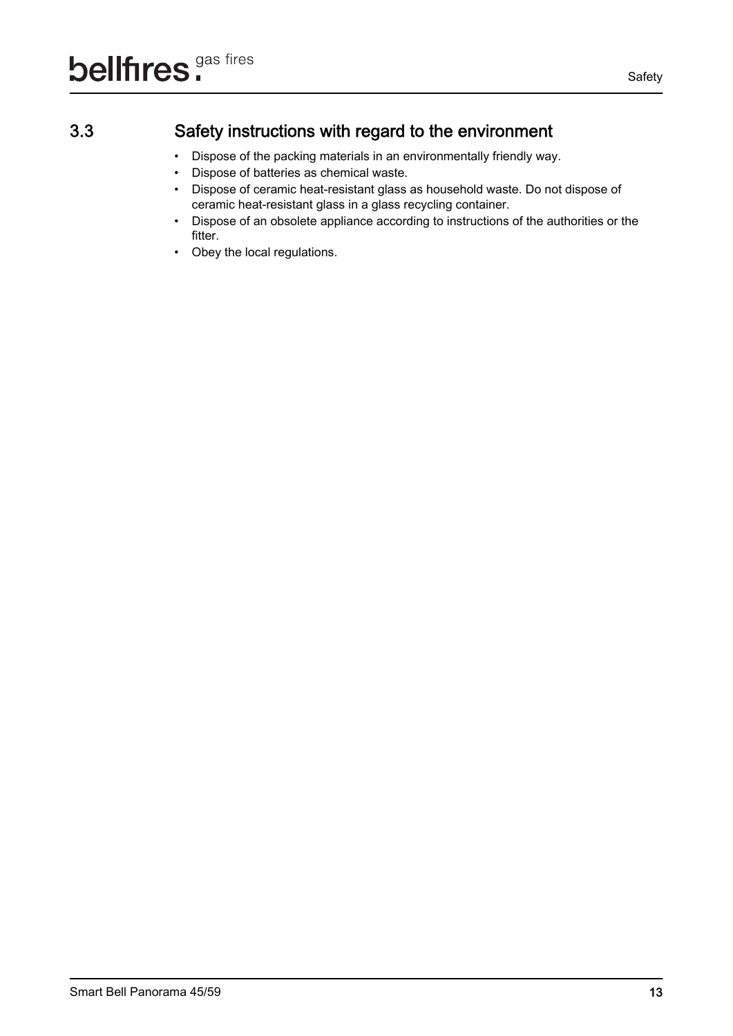## 3.3 Safety instructions with regard to the environment

- Dispose of the packing materials in an environmentally friendly way.
- Dispose of batteries as chemical waste.
- Dispose of ceramic heat-resistant glass as household waste. Do not dispose of ceramic heat-resistant glass in a glass recycling container.
- Dispose of an obsolete appliance according to instructions of the authorities or the fitter.
- Obey the local regulations.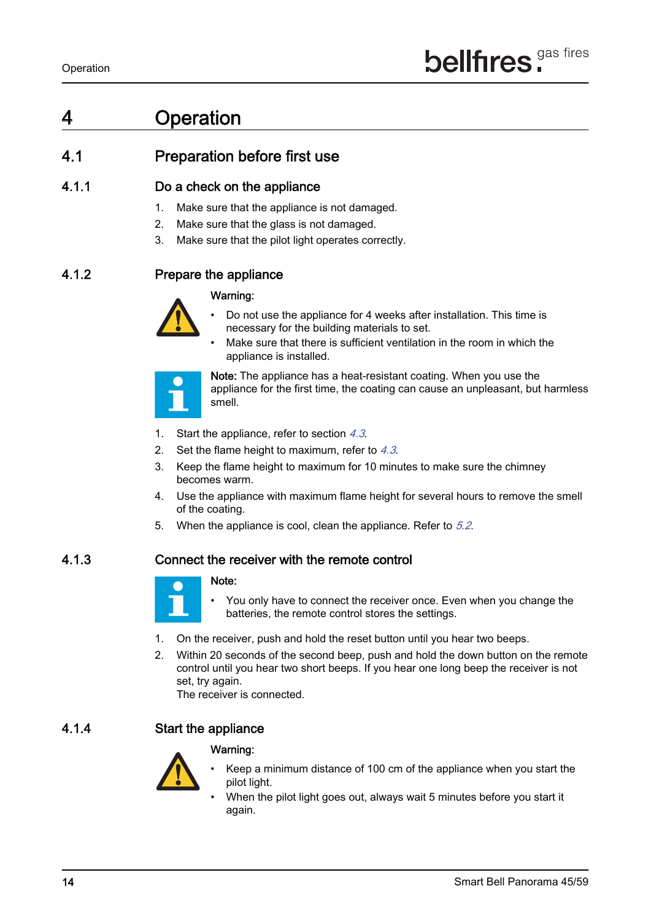# 4 Operation

## 4.1 Preparation before first use

### 4.1.1 Do a check on the appliance

1. Make sure that the appliance is not damaged.
2. Make sure that the glass is not damaged.
3. Make sure that the pilot light operates correctly.

### 4.1.2 Prepare the appliance

**Warning:**

- Do not use the appliance for 4 weeks after installation. This time is necessary for the building materials to set.
- Make sure that there is sufficient ventilation in the room in which the appliance is installed.

**Note:** The appliance has a heat-resistant coating. When you use the appliance for the first time, the coating can cause an unpleasant, but harmless smell.

1. Start the appliance, refer to section *4.3*.
2. Set the flame height to maximum, refer to *4.3*.
3. Keep the flame height to maximum for 10 minutes to make sure the chimney becomes warm.
4. Use the appliance with maximum flame height for several hours to remove the smell of the coating.
5. When the appliance is cool, clean the appliance. Refer to *5.2*.

### 4.1.3 Connect the receiver with the remote control

**Note:**

- You only have to connect the receiver once. Even when you change the batteries, the remote control stores the settings.

1. On the receiver, push and hold the reset button until you hear two beeps.
2. Within 20 seconds of the second beep, push and hold the down button on the remote control until you hear two short beeps. If you hear one long beep the receiver is not set, try again.
   The receiver is connected.

### 4.1.4 Start the appliance

**Warning:**

- Keep a minimum distance of 100 cm of the appliance when you start the pilot light.
- When the pilot light goes out, always wait 5 minutes before you start it again.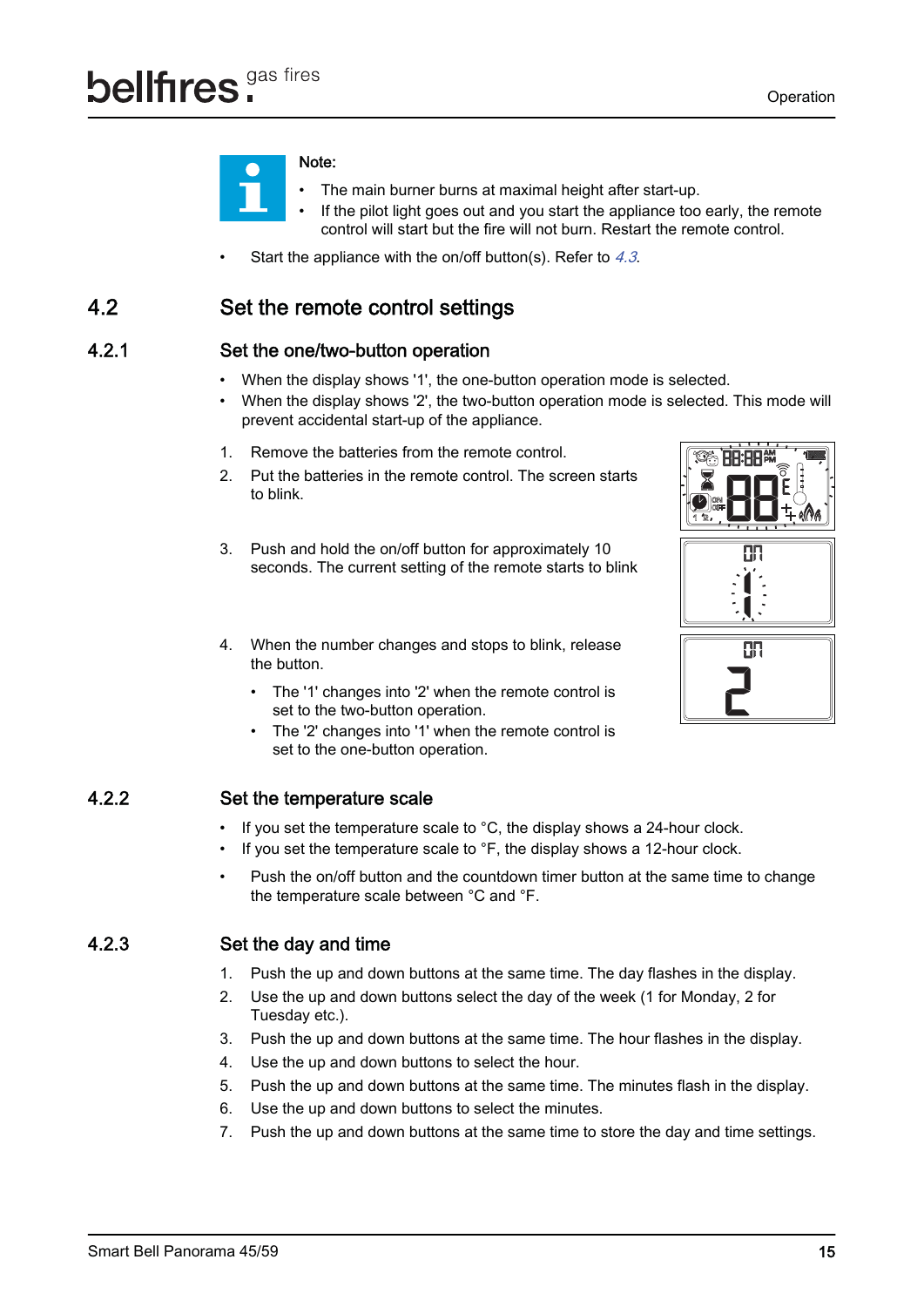**Note:**

- The main burner burns at maximal height after start-up.
- If the pilot light goes out and you start the appliance too early, the remote control will start but the fire will not burn. Restart the remote control.

- Start the appliance with the on/off button(s). Refer to *4.3*.

## 4.2 Set the remote control settings

### 4.2.1 Set the one/two-button operation

- When the display shows '1', the one-button operation mode is selected.
- When the display shows '2', the two-button operation mode is selected. This mode will prevent accidental start-up of the appliance.

1. Remove the batteries from the remote control.
2. Put the batteries in the remote control. The screen starts to blink.
3. Push and hold the on/off button for approximately 10 seconds. The current setting of the remote starts to blink
4. When the number changes and stops to blink, release the button.
   - The '1' changes into '2' when the remote control is set to the two-button operation.
   - The '2' changes into '1' when the remote control is set to the one-button operation.

### 4.2.2 Set the temperature scale

- If you set the temperature scale to °C, the display shows a 24-hour clock.
- If you set the temperature scale to °F, the display shows a 12-hour clock.

- Push the on/off button and the countdown timer button at the same time to change the temperature scale between °C and °F.

### 4.2.3 Set the day and time

1. Push the up and down buttons at the same time. The day flashes in the display.
2. Use the up and down buttons select the day of the week (1 for Monday, 2 for Tuesday etc.).
3. Push the up and down buttons at the same time. The hour flashes in the display.
4. Use the up and down buttons to select the hour.
5. Push the up and down buttons at the same time. The minutes flash in the display.
6. Use the up and down buttons to select the minutes.
7. Push the up and down buttons at the same time to store the day and time settings.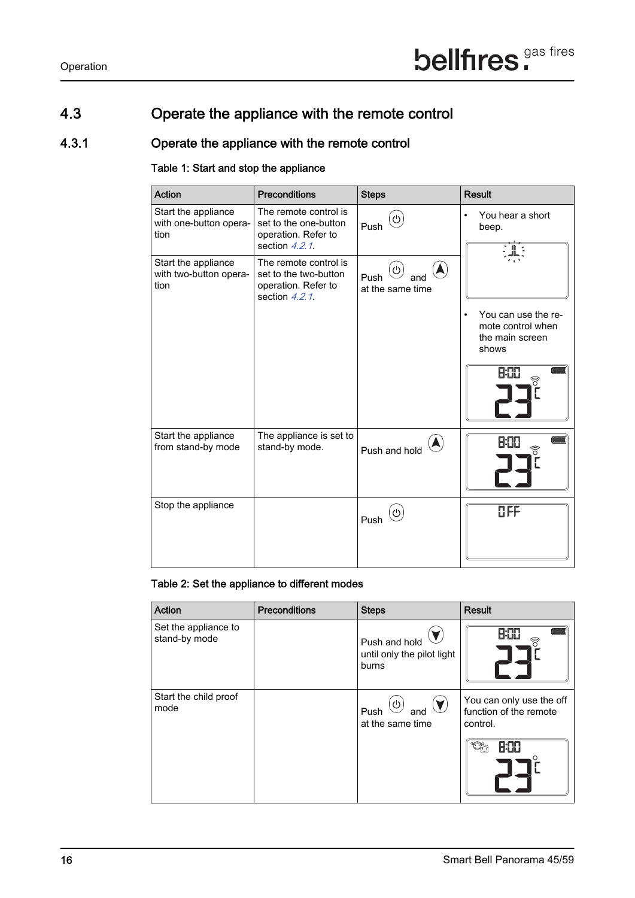## 4.3 Operate the appliance with the remote control

### 4.3.1 Operate the appliance with the remote control

**Table 1: Start and stop the appliance**

| Action | Preconditions | Steps | Result |
| --- | --- | --- | --- |
| Start the appliance with one-button operation | The remote control is set to the one-button operation. Refer to section *4.2.1*. | Push | • You hear a short beep. • You can use the remote control when the main screen shows |
| Start the appliance with two-button operation | The remote control is set to the two-button operation. Refer to section *4.2.1*. | Push and at the same time | |
| Start the appliance from stand-by mode | The appliance is set to stand-by mode. | Push and hold | 8:00 23 C |
| Stop the appliance | | Push | OFF |

**Table 2: Set the appliance to different modes**

| Action | Preconditions | Steps | Result |
| --- | --- | --- | --- |
| Set the appliance to stand-by mode | | Push and hold until only the pilot light burns | 8:00 23 C |
| Start the child proof mode | | Push and at the same time | You can only use the off function of the remote control. |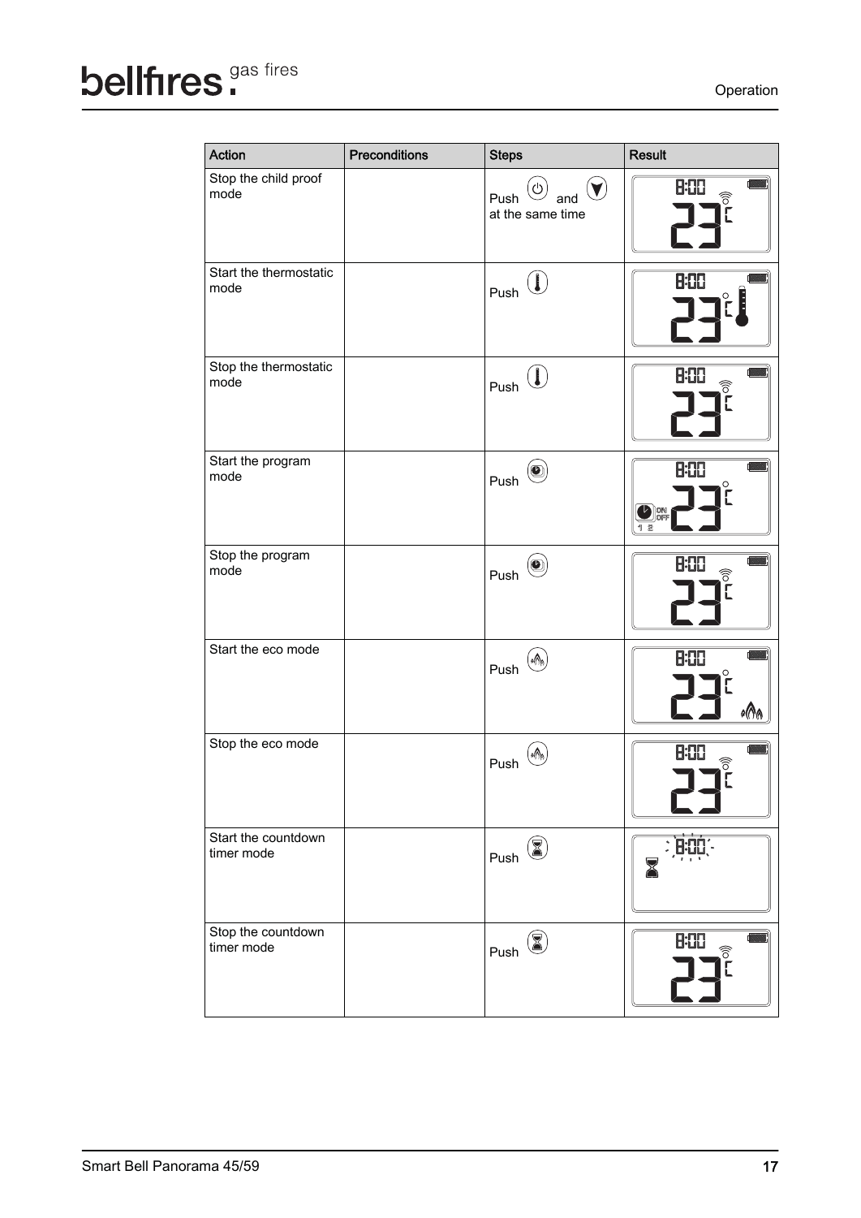| Action | Preconditions | Steps | Result |
|---|---|---|---|
| Stop the child proof mode | | Push and at the same time | |
| Start the thermostatic mode | | Push | |
| Stop the thermostatic mode | | Push | |
| Start the program mode | | Push | |
| Stop the program mode | | Push | |
| Start the eco mode | | Push | |
| Stop the eco mode | | Push | |
| Start the countdown timer mode | | Push | |
| Stop the countdown timer mode | | Push | |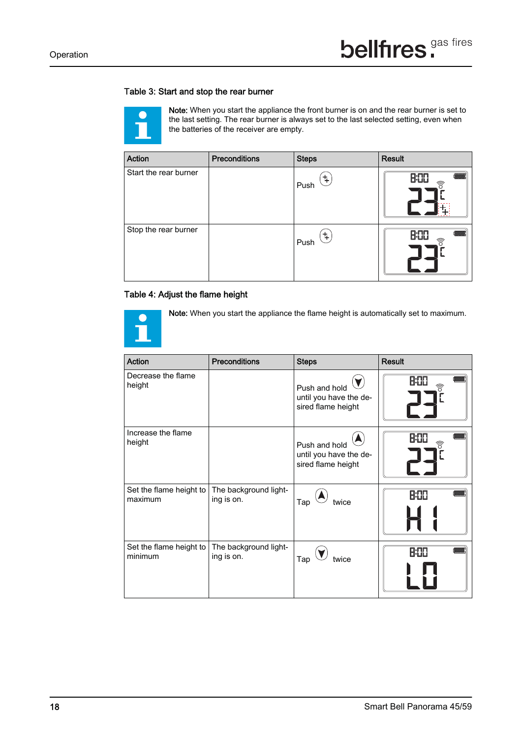### Table 3: Start and stop the rear burner

**Note:** When you start the appliance the front burner is on and the rear burner is set to the last setting. The rear burner is always set to the last selected setting, even when the batteries of the receiver are empty.

| Action | Preconditions | Steps | Result |
|---|---|---|---|
| Start the rear burner | | Push | |
| Stop the rear burner | | Push | |

### Table 4: Adjust the flame height

**Note:** When you start the appliance the flame height is automatically set to maximum.

| Action | Preconditions | Steps | Result |
|---|---|---|---|
| Decrease the flame height | | Push and hold until you have the desired flame height | |
| Increase the flame height | | Push and hold until you have the desired flame height | |
| Set the flame height to maximum | The background lighting is on. | Tap twice | |
| Set the flame height to minimum | The background lighting is on. | Tap twice | |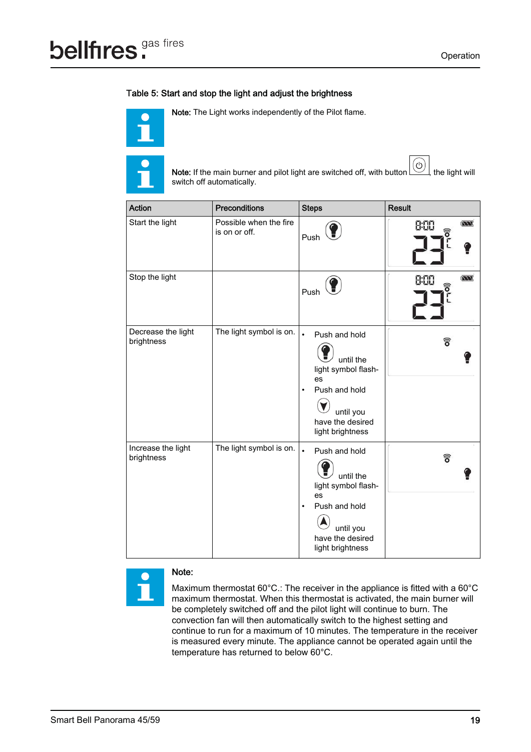Table 5: Start and stop the light and adjust the brightness

**Note:** The Light works independently of the Pilot flame.

**Note:** If the main burner and pilot light are switched off, with button , the light will switch off automatically.

| Action | Preconditions | Steps | Result |
|---|---|---|---|
| Start the light | Possible when the fire is on or off. | Push | |
| Stop the light | | Push | |
| Decrease the light brightness | The light symbol is on. | • Push and hold until the light symbol flashes<br>• Push and hold until you have the desired light brightness | |
| Increase the light brightness | The light symbol is on. | • Push and hold until the light symbol flashes<br>• Push and hold until you have the desired light brightness | |

**Note:**

Maximum thermostat 60°C.: The receiver in the appliance is fitted with a 60°C maximum thermostat. When this thermostat is activated, the main burner will be completely switched off and the pilot light will continue to burn. The convection fan will then automatically switch to the highest setting and continue to run for a maximum of 10 minutes. The temperature in the receiver is measured every minute. The appliance cannot be operated again until the temperature has returned to below 60°C.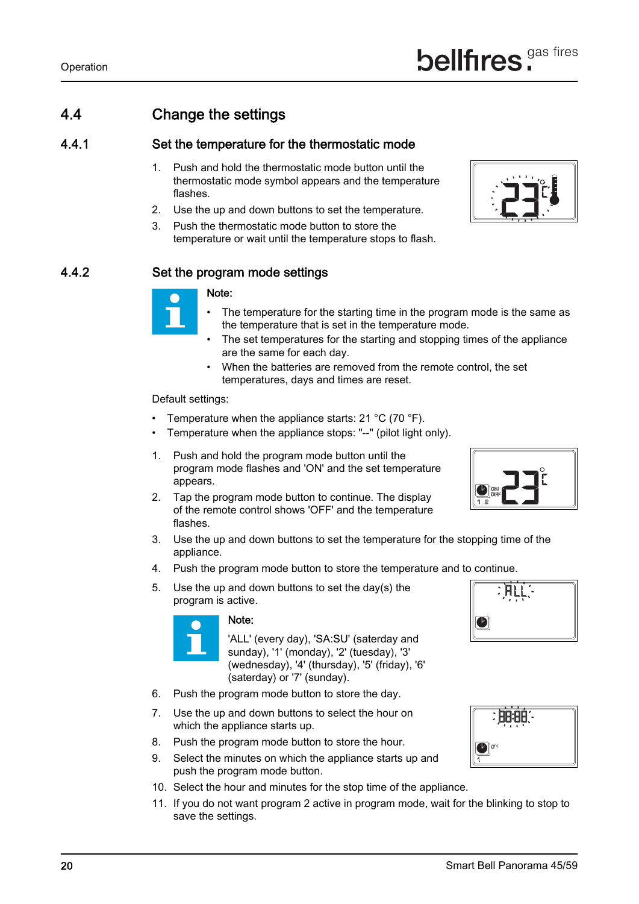## 4.4 Change the settings

### 4.4.1 Set the temperature for the thermostatic mode

1. Push and hold the thermostatic mode button until the thermostatic mode symbol appears and the temperature flashes.
2. Use the up and down buttons to set the temperature.
3. Push the thermostatic mode button to store the temperature or wait until the temperature stops to flash.

### 4.4.2 Set the program mode settings

**Note:**

- The temperature for the starting time in the program mode is the same as the temperature that is set in the temperature mode.
- The set temperatures for the starting and stopping times of the appliance are the same for each day.
- When the batteries are removed from the remote control, the set temperatures, days and times are reset.

Default settings:

- Temperature when the appliance starts: 21 °C (70 °F).
- Temperature when the appliance stops: "--" (pilot light only).

1. Push and hold the program mode button until the program mode flashes and 'ON' and the set temperature appears.
2. Tap the program mode button to continue. The display of the remote control shows 'OFF' and the temperature flashes.
3. Use the up and down buttons to set the temperature for the stopping time of the appliance.
4. Push the program mode button to store the temperature and to continue.
5. Use the up and down buttons to set the day(s) the program is active.

   **Note:**

   'ALL' (every day), 'SA:SU' (saterday and sunday), '1' (monday), '2' (tuesday), '3' (wednesday), '4' (thursday), '5' (friday), '6' (saterday) or '7' (sunday).
6. Push the program mode button to store the day.
7. Use the up and down buttons to select the hour on which the appliance starts up.
8. Push the program mode button to store the hour.
9. Select the minutes on which the appliance starts up and push the program mode button.
10. Select the hour and minutes for the stop time of the appliance.
11. If you do not want program 2 active in program mode, wait for the blinking to stop to save the settings.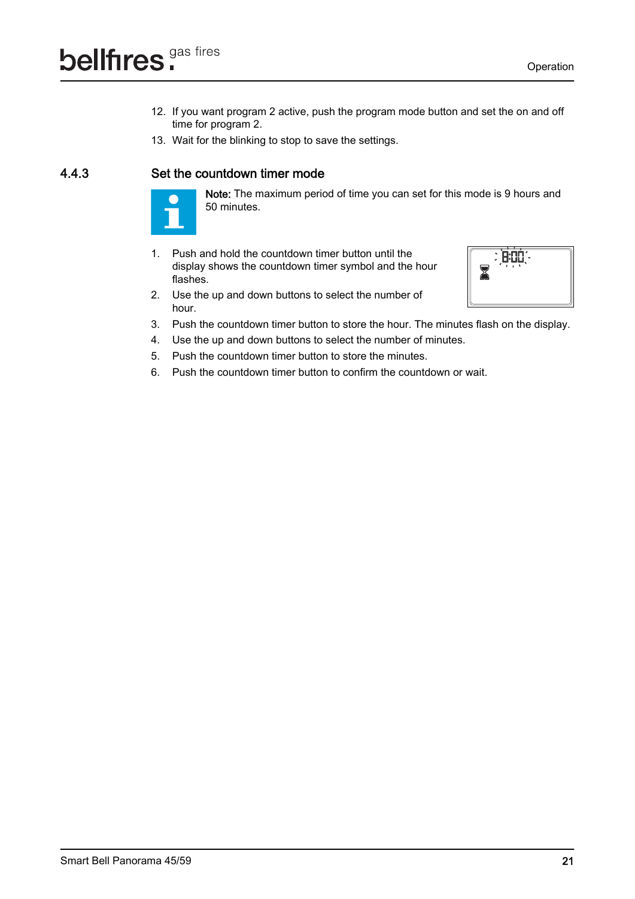12. If you want program 2 active, push the program mode button and set the on and off time for program 2.
13. Wait for the blinking to stop to save the settings.

### 4.4.3 Set the countdown timer mode

**Note:** The maximum period of time you can set for this mode is 9 hours and 50 minutes.

1. Push and hold the countdown timer button until the display shows the countdown timer symbol and the hour flashes.
2. Use the up and down buttons to select the number of hour.
3. Push the countdown timer button to store the hour. The minutes flash on the display.
4. Use the up and down buttons to select the number of minutes.
5. Push the countdown timer button to store the minutes.
6. Push the countdown timer button to confirm the countdown or wait.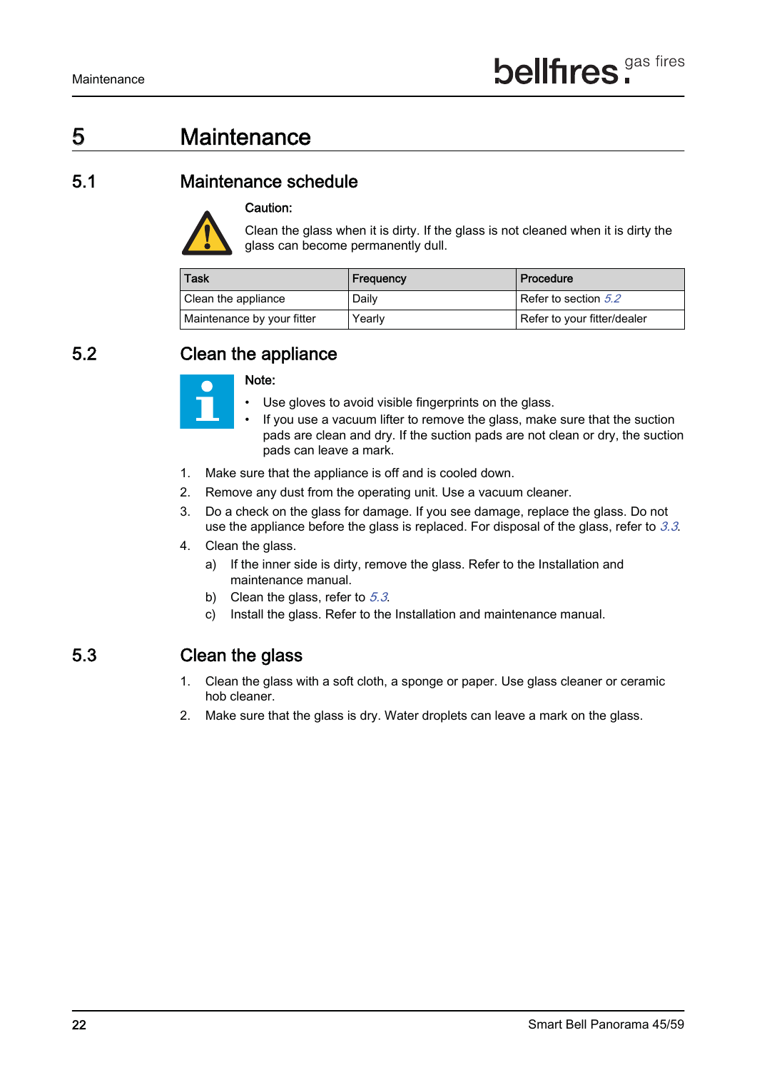# 5 Maintenance

## 5.1 Maintenance schedule

**Caution:**

Clean the glass when it is dirty. If the glass is not cleaned when it is dirty the glass can become permanently dull.

| Task | Frequency | Procedure |
| --- | --- | --- |
| Clean the appliance | Daily | Refer to section *5.2* |
| Maintenance by your fitter | Yearly | Refer to your fitter/dealer |

## 5.2 Clean the appliance

**Note:**

- Use gloves to avoid visible fingerprints on the glass.
- If you use a vacuum lifter to remove the glass, make sure that the suction pads are clean and dry. If the suction pads are not clean or dry, the suction pads can leave a mark.

1. Make sure that the appliance is off and is cooled down.
2. Remove any dust from the operating unit. Use a vacuum cleaner.
3. Do a check on the glass for damage. If you see damage, replace the glass. Do not use the appliance before the glass is replaced. For disposal of the glass, refer to *3.3*.
4. Clean the glass.
   a) If the inner side is dirty, remove the glass. Refer to the Installation and maintenance manual.
   b) Clean the glass, refer to *5.3*.
   c) Install the glass. Refer to the Installation and maintenance manual.

## 5.3 Clean the glass

1. Clean the glass with a soft cloth, a sponge or paper. Use glass cleaner or ceramic hob cleaner.
2. Make sure that the glass is dry. Water droplets can leave a mark on the glass.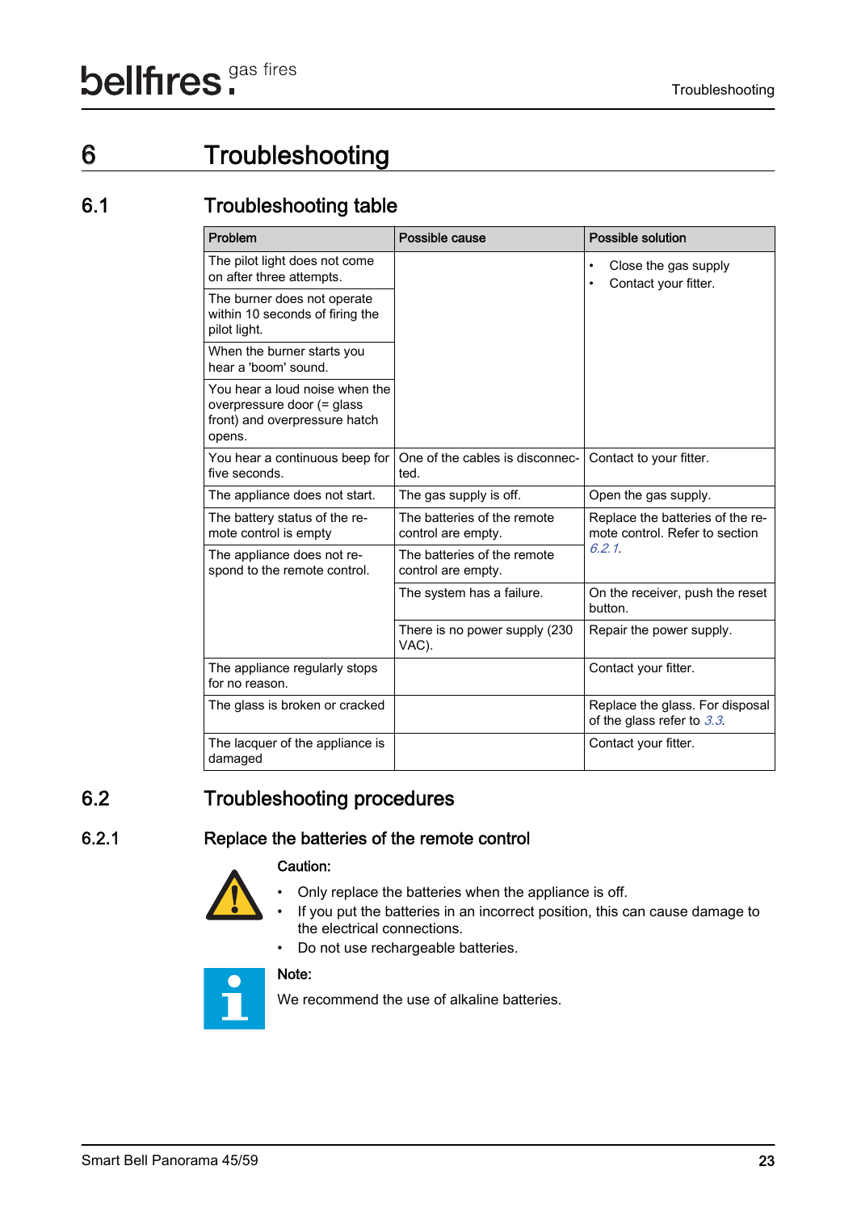// 6 Troubleshooting

## 6.1 Troubleshooting table

| Problem | Possible cause | Possible solution |
| --- | --- | --- |
| The pilot light does not come on after three attempts. | | • Close the gas supply<br>• Contact your fitter. |
| The burner does not operate within 10 seconds of firing the pilot light. | | |
| When the burner starts you hear a 'boom' sound. | | |
| You hear a loud noise when the overpressure door (= glass front) and overpressure hatch opens. | | |
| You hear a continuous beep for five seconds. | One of the cables is disconnected. | Contact to your fitter. |
| The appliance does not start. | The gas supply is off. | Open the gas supply. |
| The battery status of the remote control is empty | The batteries of the remote control are empty. | Replace the batteries of the remote control. Refer to section *6.2.1*. |
| The appliance does not respond to the remote control. | The batteries of the remote control are empty. | |
| | The system has a failure. | On the receiver, push the reset button. |
| | There is no power supply (230 VAC). | Repair the power supply. |
| The appliance regularly stops for no reason. | | Contact your fitter. |
| The glass is broken or cracked | | Replace the glass. For disposal of the glass refer to *3.3*. |
| The lacquer of the appliance is damaged | | Contact your fitter. |

## 6.2 Troubleshooting procedures

### 6.2.1 Replace the batteries of the remote control

**Caution:**

- Only replace the batteries when the appliance is off.
- If you put the batteries in an incorrect position, this can cause damage to the electrical connections.
- Do not use rechargeable batteries.

**Note:**

We recommend the use of alkaline batteries.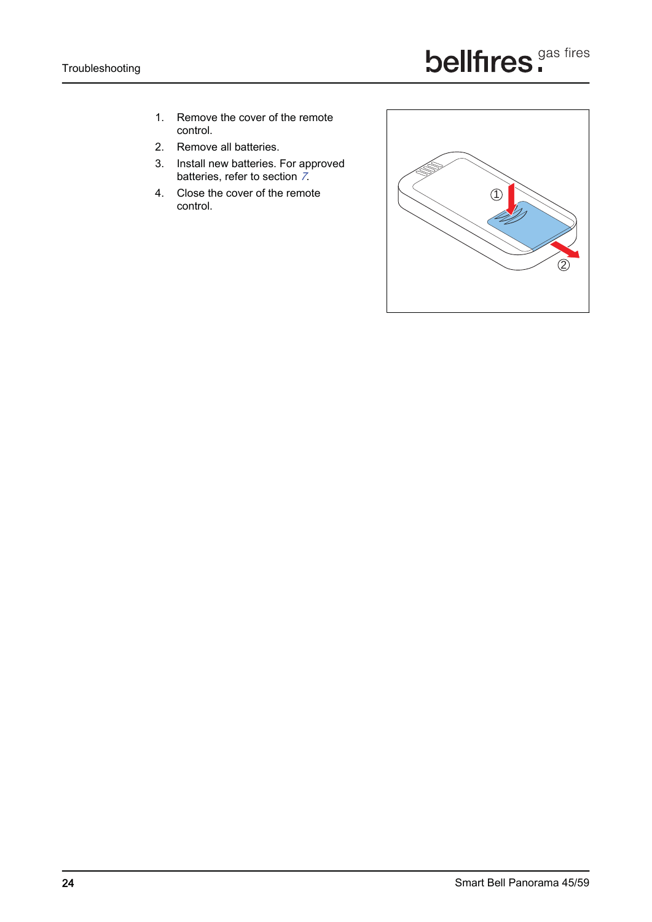1. Remove the cover of the remote control.
2. Remove all batteries.
3. Install new batteries. For approved batteries, refer to section 7.
4. Close the cover of the remote control.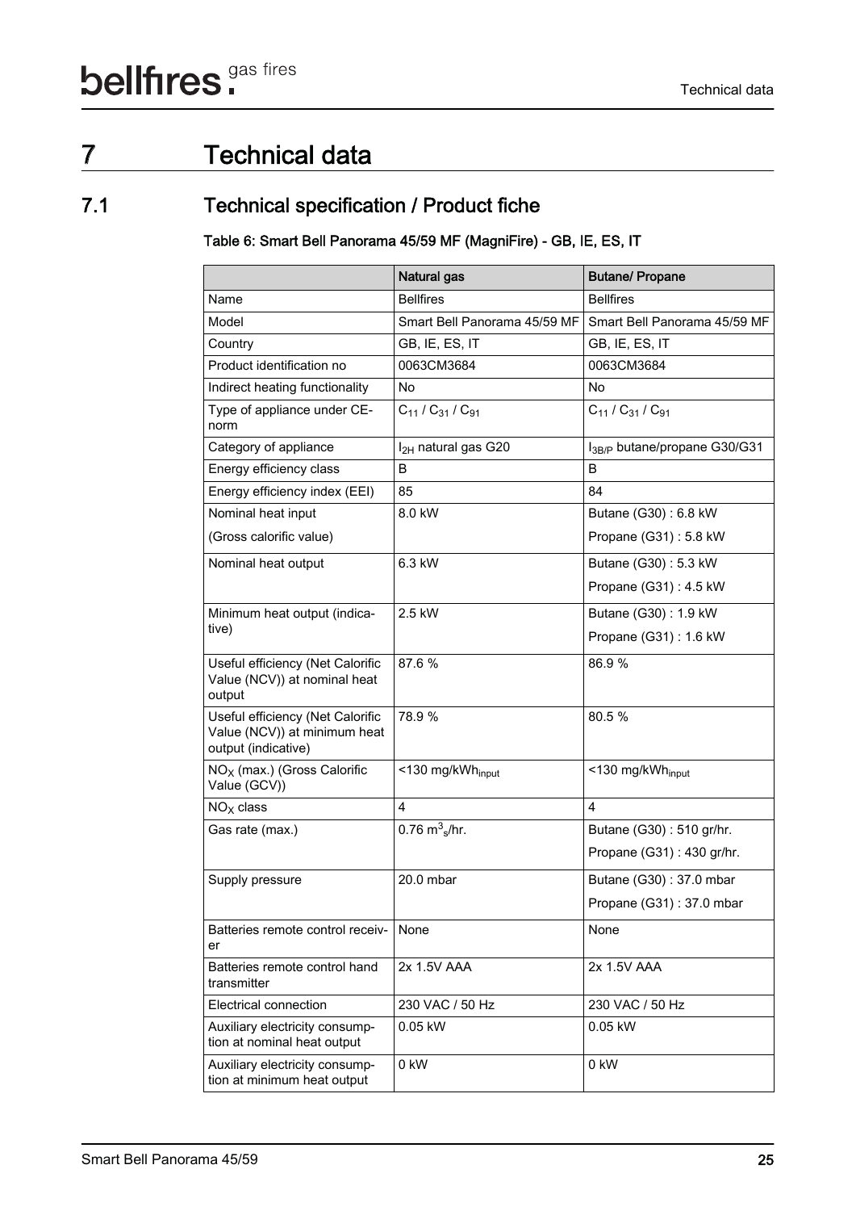# 7 Technical data

## 7.1 Technical specification / Product fiche

**Table 6: Smart Bell Panorama 45/59 MF (MagniFire) - GB, IE, ES, IT**

| | Natural gas | Butane/ Propane |
|---|---|---|
| Name | Bellfires | Bellfires |
| Model | Smart Bell Panorama 45/59 MF | Smart Bell Panorama 45/59 MF |
| Country | GB, IE, ES, IT | GB, IE, ES, IT |
| Product identification no | 0063CM3684 | 0063CM3684 |
| Indirect heating functionality | No | No |
| Type of appliance under CE-norm | $C_{11}$ / $C_{31}$ / $C_{91}$ | $C_{11}$ / $C_{31}$ / $C_{91}$ |
| Category of appliance | $I_{2H}$ natural gas G20 | $I_{3B/P}$ butane/propane G30/G31 |
| Energy efficiency class | B | B |
| Energy efficiency index (EEI) | 85 | 84 |
| Nominal heat input<br>(Gross calorific value) | 8.0 kW | Butane (G30) : 6.8 kW<br>Propane (G31) : 5.8 kW |
| Nominal heat output | 6.3 kW | Butane (G30) : 5.3 kW<br>Propane (G31) : 4.5 kW |
| Minimum heat output (indicative) | 2.5 kW | Butane (G30) : 1.9 kW<br>Propane (G31) : 1.6 kW |
| Useful efficiency (Net Calorific Value (NCV)) at nominal heat output | 87.6 % | 86.9 % |
| Useful efficiency (Net Calorific Value (NCV)) at minimum heat output (indicative) | 78.9 % | 80.5 % |
| $NO_X$ (max.) (Gross Calorific Value (GCV)) | <130 $mg/kWh_{input}$ | <130 $mg/kWh_{input}$ |
| $NO_X$ class | 4 | 4 |
| Gas rate (max.) | 0.76 $m^3_s$/hr. | Butane (G30) : 510 gr/hr.<br>Propane (G31) : 430 gr/hr. |
| Supply pressure | 20.0 mbar | Butane (G30) : 37.0 mbar<br>Propane (G31) : 37.0 mbar |
| Batteries remote control receiver | None | None |
| Batteries remote control hand transmitter | 2x 1.5V AAA | 2x 1.5V AAA |
| Electrical connection | 230 VAC / 50 Hz | 230 VAC / 50 Hz |
| Auxiliary electricity consumption at nominal heat output | 0.05 kW | 0.05 kW |
| Auxiliary electricity consumption at minimum heat output | 0 kW | 0 kW |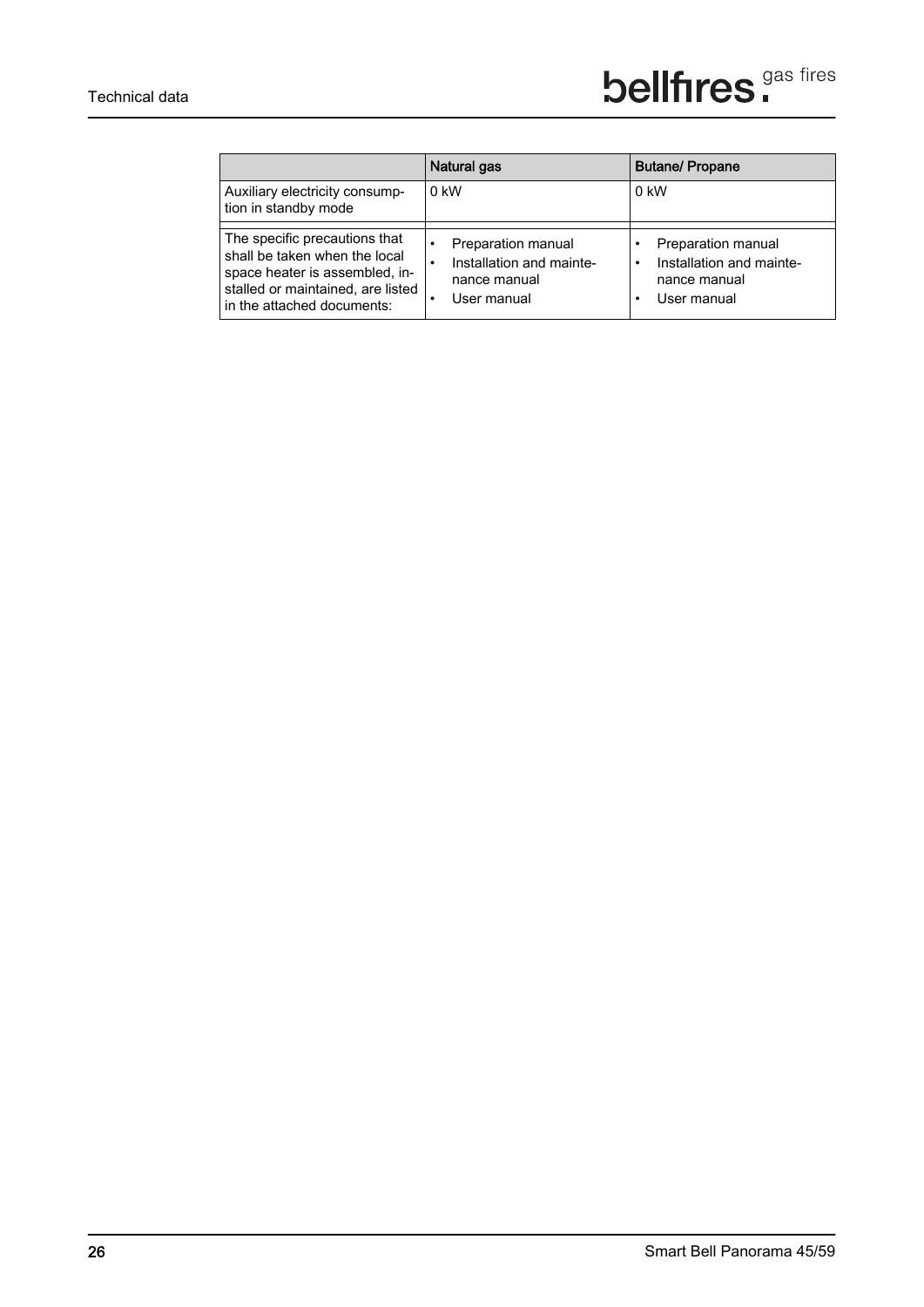| | Natural gas | Butane/ Propane |
|---|---|---|
| Auxiliary electricity consumption in standby mode | 0 kW | 0 kW |
| The specific precautions that shall be taken when the local space heater is assembled, installed or maintained, are listed in the attached documents: | • Preparation manual<br>• Installation and maintenance manual<br>• User manual | • Preparation manual<br>• Installation and maintenance manual<br>• User manual |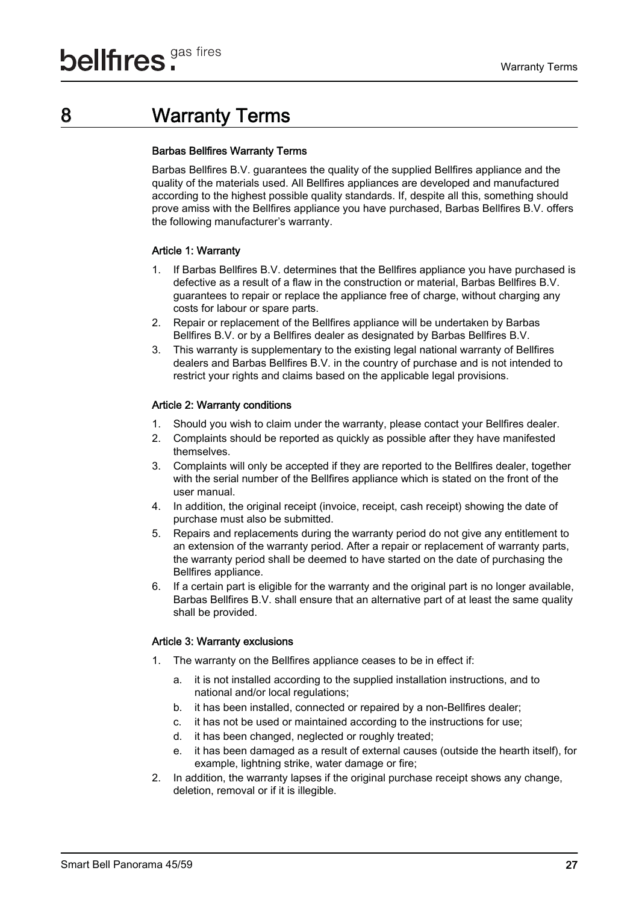# 8 Warranty Terms

**Barbas Bellfires Warranty Terms**

Barbas Bellfires B.V. guarantees the quality of the supplied Bellfires appliance and the quality of the materials used. All Bellfires appliances are developed and manufactured according to the highest possible quality standards. If, despite all this, something should prove amiss with the Bellfires appliance you have purchased, Barbas Bellfires B.V. offers the following manufacturer's warranty.

**Article 1: Warranty**

1. If Barbas Bellfires B.V. determines that the Bellfires appliance you have purchased is defective as a result of a flaw in the construction or material, Barbas Bellfires B.V. guarantees to repair or replace the appliance free of charge, without charging any costs for labour or spare parts.
2. Repair or replacement of the Bellfires appliance will be undertaken by Barbas Bellfires B.V. or by a Bellfires dealer as designated by Barbas Bellfires B.V.
3. This warranty is supplementary to the existing legal national warranty of Bellfires dealers and Barbas Bellfires B.V. in the country of purchase and is not intended to restrict your rights and claims based on the applicable legal provisions.

**Article 2: Warranty conditions**

1. Should you wish to claim under the warranty, please contact your Bellfires dealer.
2. Complaints should be reported as quickly as possible after they have manifested themselves.
3. Complaints will only be accepted if they are reported to the Bellfires dealer, together with the serial number of the Bellfires appliance which is stated on the front of the user manual.
4. In addition, the original receipt (invoice, receipt, cash receipt) showing the date of purchase must also be submitted.
5. Repairs and replacements during the warranty period do not give any entitlement to an extension of the warranty period. After a repair or replacement of warranty parts, the warranty period shall be deemed to have started on the date of purchasing the Bellfires appliance.
6. If a certain part is eligible for the warranty and the original part is no longer available, Barbas Bellfires B.V. shall ensure that an alternative part of at least the same quality shall be provided.

**Article 3: Warranty exclusions**

1. The warranty on the Bellfires appliance ceases to be in effect if:
   a. it is not installed according to the supplied installation instructions, and to national and/or local regulations;
   b. it has been installed, connected or repaired by a non-Bellfires dealer;
   c. it has not be used or maintained according to the instructions for use;
   d. it has been changed, neglected or roughly treated;
   e. it has been damaged as a result of external causes (outside the hearth itself), for example, lightning strike, water damage or fire;
2. In addition, the warranty lapses if the original purchase receipt shows any change, deletion, removal or if it is illegible.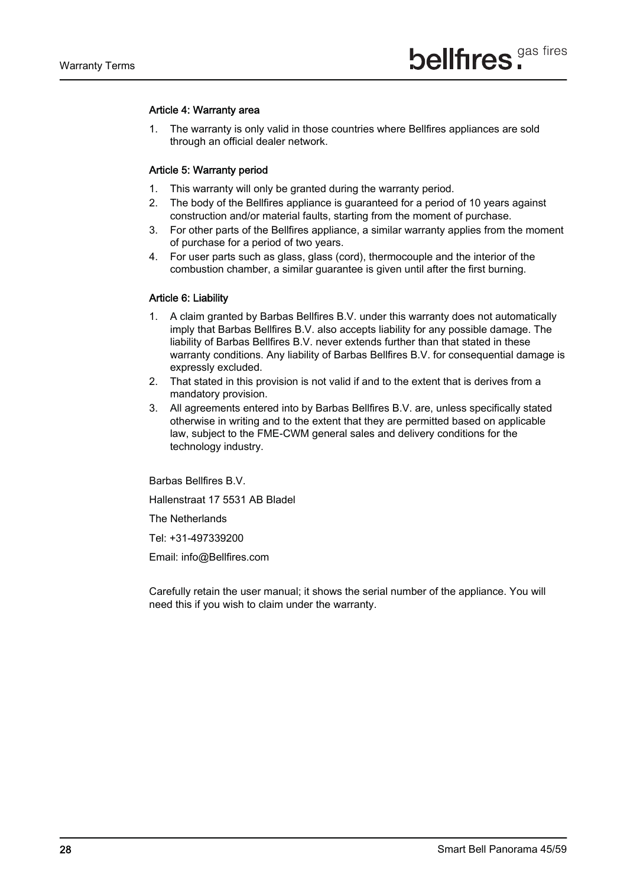### Article 4: Warranty area

1. The warranty is only valid in those countries where Bellfires appliances are sold through an official dealer network.

### Article 5: Warranty period

1. This warranty will only be granted during the warranty period.
2. The body of the Bellfires appliance is guaranteed for a period of 10 years against construction and/or material faults, starting from the moment of purchase.
3. For other parts of the Bellfires appliance, a similar warranty applies from the moment of purchase for a period of two years.
4. For user parts such as glass, glass (cord), thermocouple and the interior of the combustion chamber, a similar guarantee is given until after the first burning.

### Article 6: Liability

1. A claim granted by Barbas Bellfires B.V. under this warranty does not automatically imply that Barbas Bellfires B.V. also accepts liability for any possible damage. The liability of Barbas Bellfires B.V. never extends further than that stated in these warranty conditions. Any liability of Barbas Bellfires B.V. for consequential damage is expressly excluded.
2. That stated in this provision is not valid if and to the extent that is derives from a mandatory provision.
3. All agreements entered into by Barbas Bellfires B.V. are, unless specifically stated otherwise in writing and to the extent that they are permitted based on applicable law, subject to the FME-CWM general sales and delivery conditions for the technology industry.

Barbas Bellfires B.V.

Hallenstraat 17 5531 AB Bladel

The Netherlands

Tel: +31-497339200

Email: info@Bellfires.com

Carefully retain the user manual; it shows the serial number of the appliance. You will need this if you wish to claim under the warranty.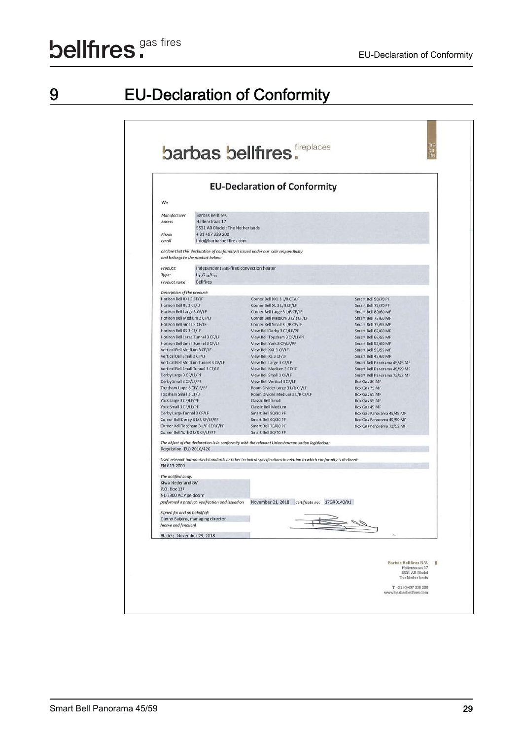# 9 EU-Declaration of Conformity

barbas bellfires. fireplaces

## EU-Declaration of Conformity

We

| | |
|---|---|
| *Manufacturer* | Barbas Bellfires |
| *Adress* | Hallenstraat 17 |
| | 5531 AB Bladel; The Netherlands |
| *Phone* | +31 497 339 200 |
| *email* | info@barbasbellfires.com |

*declare that this declaration of conformity is issued under our sole responsibility and belongs to the product below:*

| | |
|---|---|
| *Product:* | Independent gas-fired convection heater |
| *Type:* | $C_{11}/C_{31}/C_{91}$ |
| *Product name:* | Bellfires |

*Description of the product:*

| | | |
|---|---|---|
| Horizon Bell XXL 3 CF/LF | Corner Bell XXL 3 L/R CF/LF | Smart Bell 90/70 PF |
| Horizon Bell XL 3 CF/LF | Corner Bell XL 3 L/R CF/LF | Smart Bell 75/70 PF |
| Horizon Bell Large 3 CF/LF | Corner Bell Large 3 L/R CF/LF | Smart Bell 80/60 MF |
| Horizon Bell Medium 3 CF/LF | Corner Bell Medium 3 L/R CF/LF | Smart Bell 75/60 MF |
| Horizon Bell Small 3 CF/LF | Corner Bell Small 3 L/R CF/LF | Smart Bell 75/55 MF |
| Horizon Bell XS 3 CF/LF | View Bell Derby 3 CF/LF/PF | Smart Bell 65/60 MF |
| Horizon Bell Large Tunnel 3 CF/LF | View Bell Topsham 3 CF/LF/PF | Smart Bell 65/55 MF |
| Horizon Bell Small Tunnel 3 CF/LF | View Bell York 3 CF/LF/PF | Smart Bell 55/60 MF |
| Vertical Bell Medium 3 CF/LF | View Bell XXL 3 CF/LF | Smart Bell 55/55 MF |
| Vertical Bell Small 3 CF/LF | View Bell XL 3 CF/LF | Smart Bell 45/60 MF |
| Vertical Bell Medium Tunnel 3 CF/LF | View Bell Large 3 CF/LF | Smart Bell Panorama 45/45 MF |
| Vertical Bell Small Tunnel 3 CF/LF | View Bell Medium 3 CF/LF | Smart Bell Panorama 45/59 MF |
| Derby Large 3 CF/LF/PF | View Bell Small 3 CF/LF | Smart Bell Panorama 73/52 MF |
| Derby Small 3 CF/LF/PF | View Bell Vertical 3 CF/LF | Box Gas 80 MF |
| Topsham Large 3 CF/LF/PF | Room Divider Large 3 L/R CF/LF | Box Gas 75 MF |
| Topsham Small 3 CF/LF | Room Divider Medium 3 L/R CF/LF | Box Gas 65 MF |
| York Large 3 CF/LF/PF | Classic Bell Small | Box Gas 55 MF |
| York Small 3 CF/LF/PF | Classic Bell Medium | Box Gas 45 MF |
| Derby Large Tunnel 3 CF/LF | Smart Bell 80/80 PF | Box Gas Panorama 45/45 MF |
| Corner Bell Derby 3 L/R CF/LF/PF | Smart Bell 90/80 PF | Box Gas Panorama 45/59 MF |
| Corner Bell Topsham 3 L/R CF/LF/PF | Smart Bell 75/80 PF | Box Gas Panorama 73/52 MF |
| Corner Bell York 3 L/R CF/LF/PF | Smart Bell 80/70 PF | |

*The object of this declaration is in conformity with the relevant Union harmonisation legislation:*

Regulation (EU) 2016/426

*Used relevant harmonised standards or other technical specifications in relation to which conformity is declared:*

EN 613:2000

*The notified body:*

Kiwa Nederland BV
P.O. Box 137
NL-7300 AC Apeldoorn

*performed a product verification and issued on* November 21, 2018 *certificate no:* 17GR0140/01

*Signed for and on behalf of:*
Danny Baijens, managing director
*(name and function)*

Bladel; November 23, 2018

Barbas Bellfires B.V.
Hallenstraat 17
5531 AB Bladel
The Netherlands

T +31 (0)497 339 200
www.barbasbellfires.com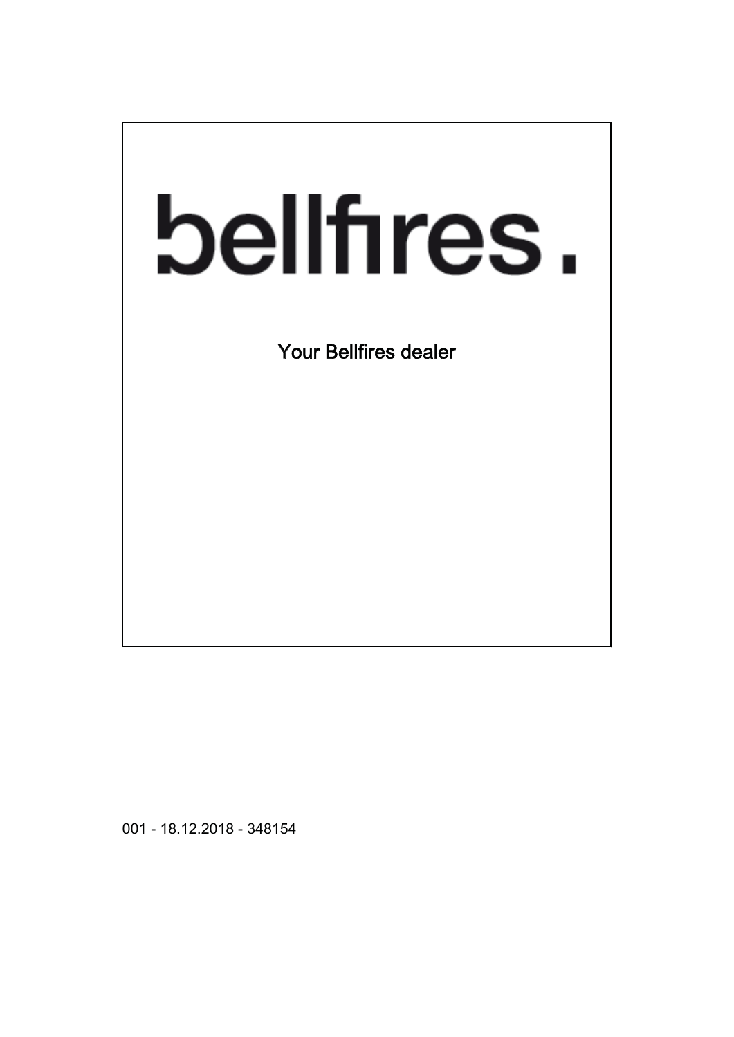bellfires.

Your Bellfires dealer

001 - 18.12.2018 - 348154